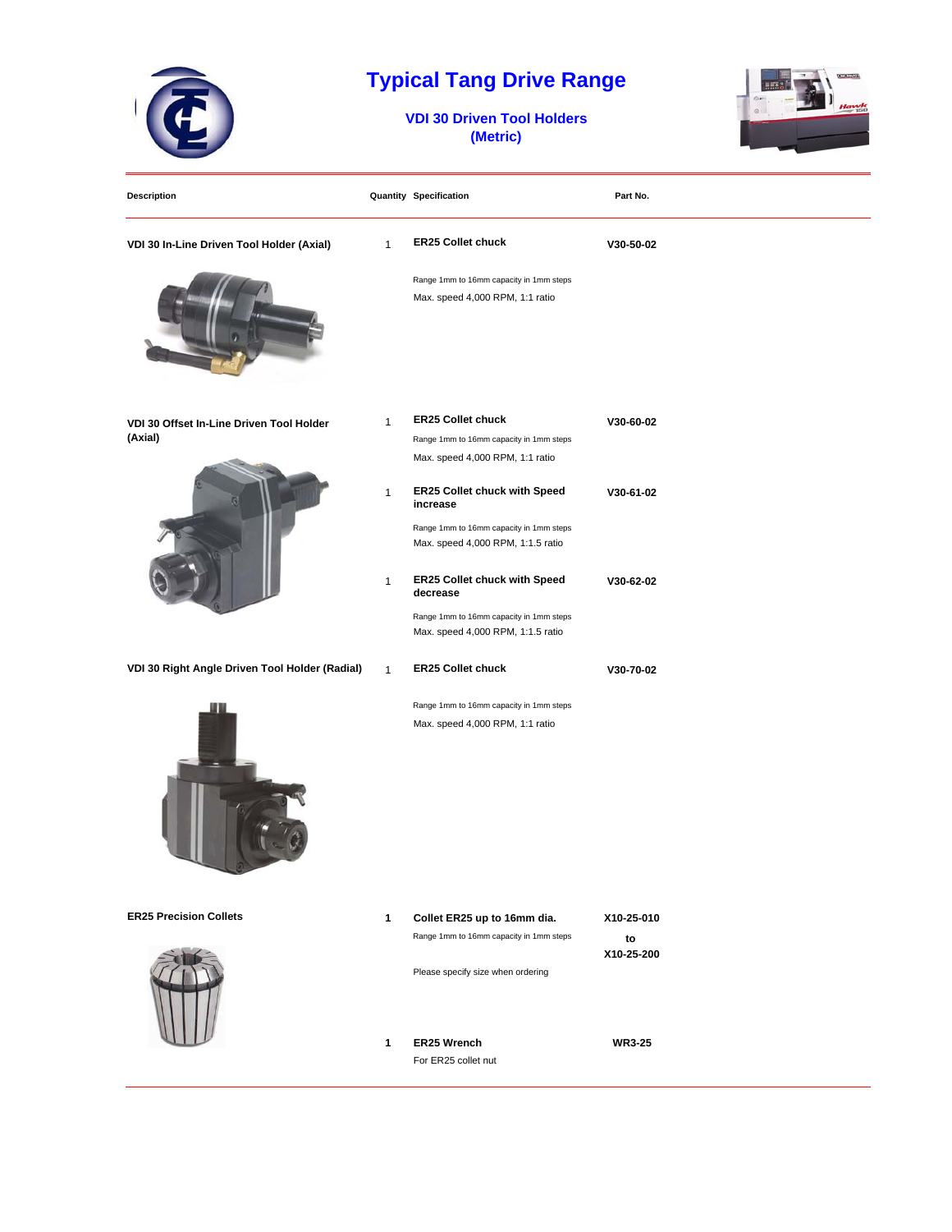# Typical Tang Drive Range

## VDI 30 Driven Tool Holders (Metric)

| Description | Quantity | Specification | Part No. |
|---|---|---|---|
| **VDI 30 In-Line Driven Tool Holder (Axial)** | 1 | **ER25 Collet chuck**<br>Range 1mm to 16mm capacity in 1mm steps<br>Max. speed 4,000 RPM, 1:1 ratio | **V30-50-02** |
| **VDI 30 Offset In-Line Driven Tool Holder (Axial)** | 1 | **ER25 Collet chuck**<br>Range 1mm to 16mm capacity in 1mm steps<br>Max. speed 4,000 RPM, 1:1 ratio | **V30-60-02** |
| | 1 | **ER25 Collet chuck with Speed increase**<br>Range 1mm to 16mm capacity in 1mm steps<br>Max. speed 4,000 RPM, 1:1.5 ratio | **V30-61-02** |
| | 1 | **ER25 Collet chuck with Speed decrease**<br>Range 1mm to 16mm capacity in 1mm steps<br>Max. speed 4,000 RPM, 1:1.5 ratio | **V30-62-02** |
| **VDI 30 Right Angle Driven Tool Holder (Radial)** | 1 | **ER25 Collet chuck**<br>Range 1mm to 16mm capacity in 1mm steps<br>Max. speed 4,000 RPM, 1:1 ratio | **V30-70-02** |
| **ER25 Precision Collets** | **1** | **Collet ER25 up to 16mm dia.**<br>Range 1mm to 16mm capacity in 1mm steps<br>Please specify size when ordering | **X10-25-010 to X10-25-200** |
| | **1** | **ER25 Wrench**<br>For ER25 collet nut | **WR3-25** |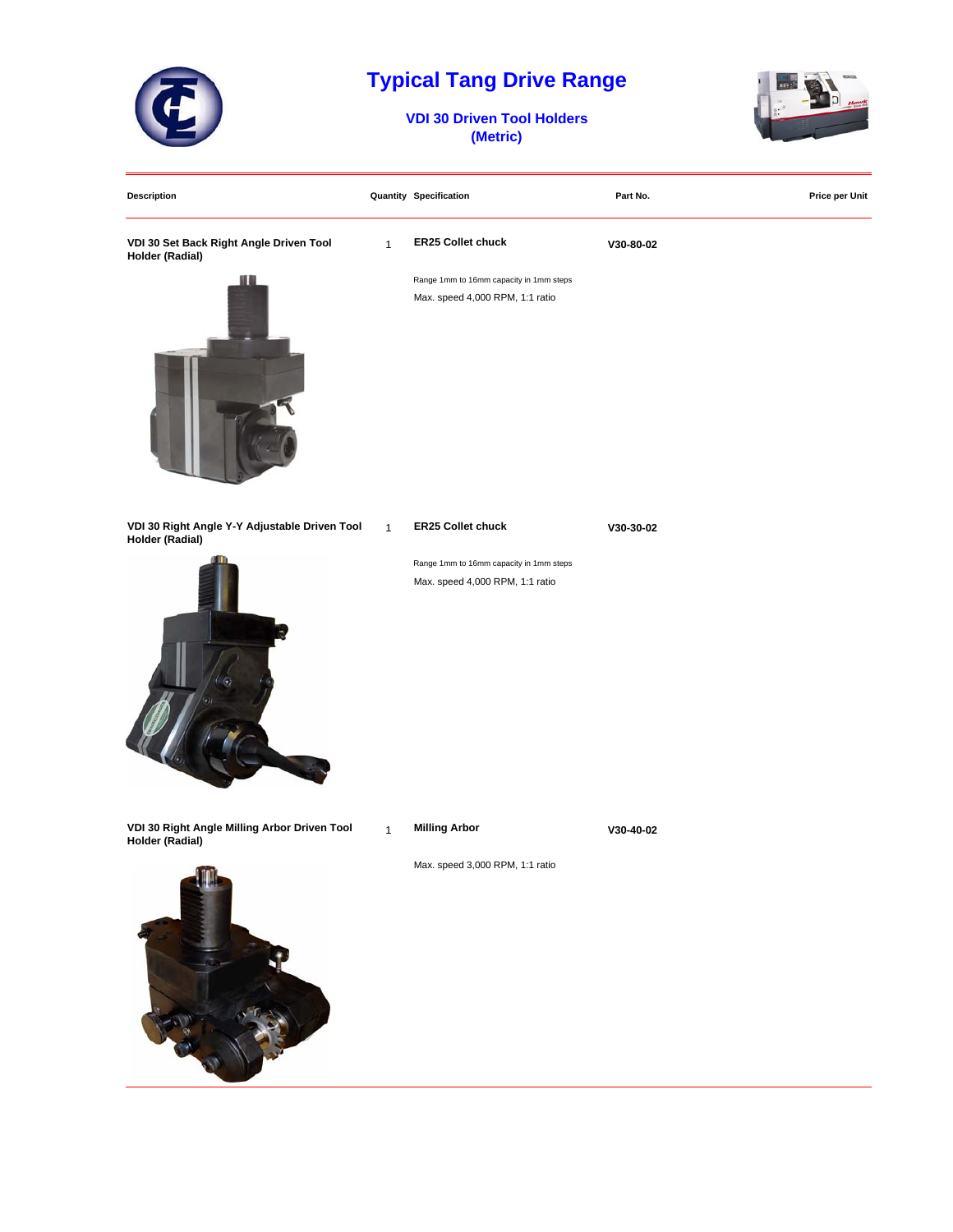# Typical Tang Drive Range

## VDI 30 Driven Tool Holders (Metric)

| Description | Quantity | Specification | Part No. | Price per Unit |
|---|---|---|---|---|
| **VDI 30 Set Back Right Angle Driven Tool Holder (Radial)** | 1 | **ER25 Collet chuck**<br>Range 1mm to 16mm capacity in 1mm steps<br>Max. speed 4,000 RPM, 1:1 ratio | **V30-80-02** | |
| **VDI 30 Right Angle Y-Y Adjustable Driven Tool Holder (Radial)** | 1 | **ER25 Collet chuck**<br>Range 1mm to 16mm capacity in 1mm steps<br>Max. speed 4,000 RPM, 1:1 ratio | **V30-30-02** | |
| **VDI 30 Right Angle Milling Arbor Driven Tool Holder (Radial)** | 1 | **Milling Arbor**<br>Max. speed 3,000 RPM, 1:1 ratio | **V30-40-02** | |